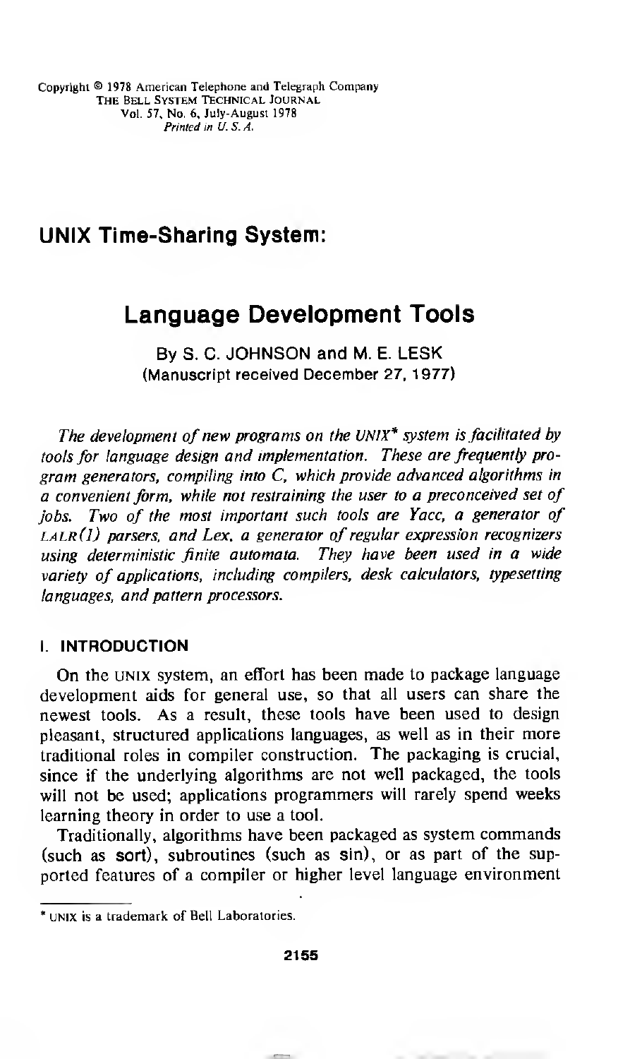Copyright © 1978 American Telephone and Telegraph Company
THE BELL SYSTEM TECHNICAL JOURNAL
Vol. 57, No. 6, July-August 1978
*Printed in U. S. A.*

## UNIX Time-Sharing System:

# Language Development Tools

By S. C. JOHNSON and M. E. LESK
(Manuscript received December 27, 1977)

*The development of new programs on the UNIX\* system is facilitated by tools for language design and implementation. These are frequently program generators, compiling into C, which provide advanced algorithms in a convenient form, while not restraining the user to a preconceived set of jobs. Two of the most important such tools are Yacc, a generator of LALR(1) parsers, and Lex, a generator of regular expression recognizers using deterministic finite automata. They have been used in a wide variety of applications, including compilers, desk calculators, typesetting languages, and pattern processors.*

### I. INTRODUCTION

On the UNIX system, an effort has been made to package language development aids for general use, so that all users can share the newest tools. As a result, these tools have been used to design pleasant, structured applications languages, as well as in their more traditional roles in compiler construction. The packaging is crucial, since if the underlying algorithms are not well packaged, the tools will not be used; applications programmers will rarely spend weeks learning theory in order to use a tool.

Traditionally, algorithms have been packaged as system commands (such as sort), subroutines (such as sin), or as part of the supported features of a compiler or higher level language environment

---

\* UNIX is a trademark of Bell Laboratories.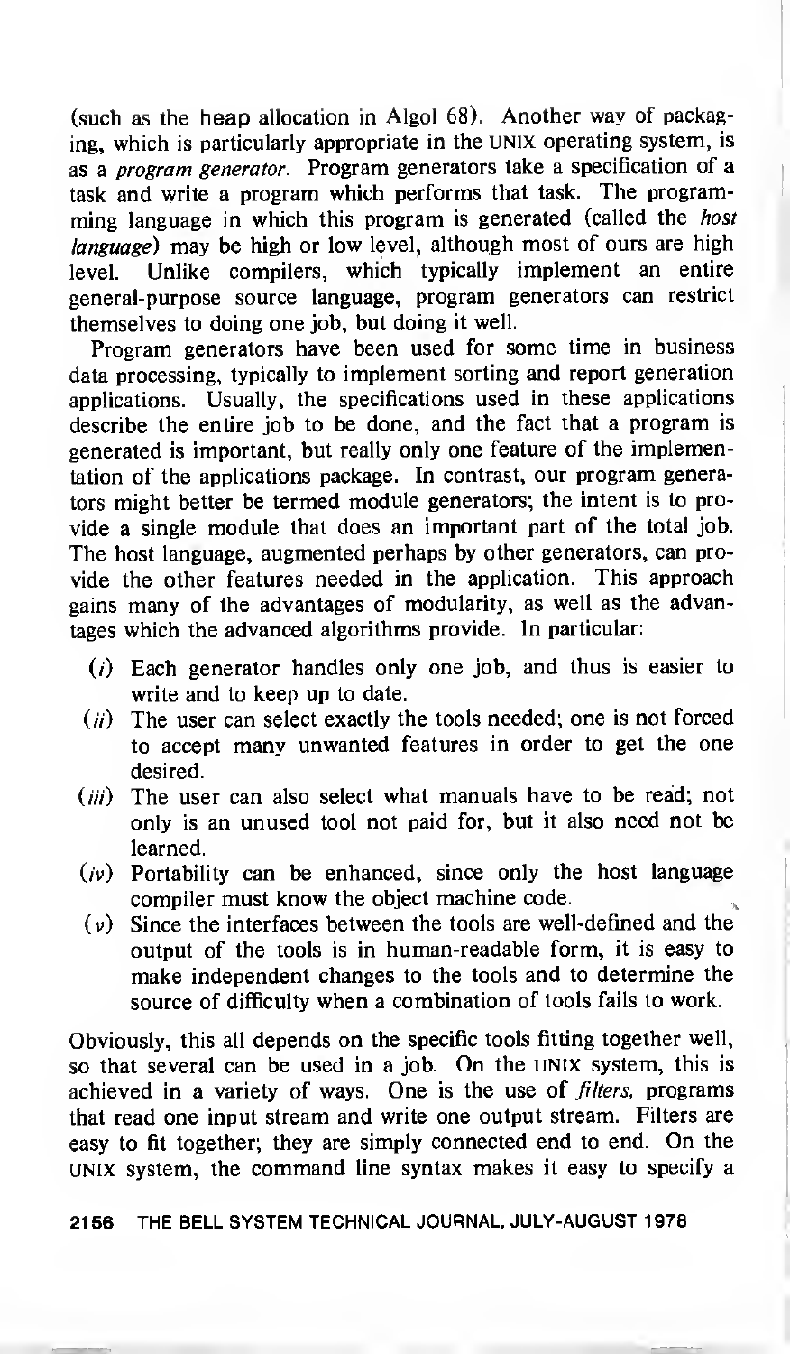(such as the heap allocation in Algol 68). Another way of packaging, which is particularly appropriate in the UNIX operating system, is as a *program generator*. Program generators take a specification of a task and write a program which performs that task. The programming language in which this program is generated (called the *host language*) may be high or low level, although most of ours are high level. Unlike compilers, which typically implement an entire general-purpose source language, program generators can restrict themselves to doing one job, but doing it well.

Program generators have been used for some time in business data processing, typically to implement sorting and report generation applications. Usually, the specifications used in these applications describe the entire job to be done, and the fact that a program is generated is important, but really only one feature of the implementation of the applications package. In contrast, our program generators might better be termed module generators; the intent is to provide a single module that does an important part of the total job. The host language, augmented perhaps by other generators, can provide the other features needed in the application. This approach gains many of the advantages of modularity, as well as the advantages which the advanced algorithms provide. In particular:

- (*i*) Each generator handles only one job, and thus is easier to write and to keep up to date.
- (*ii*) The user can select exactly the tools needed; one is not forced to accept many unwanted features in order to get the one desired.
- (*iii*) The user can also select what manuals have to be read; not only is an unused tool not paid for, but it also need not be learned.
- (*iv*) Portability can be enhanced, since only the host language compiler must know the object machine code.
- (*v*) Since the interfaces between the tools are well-defined and the output of the tools is in human-readable form, it is easy to make independent changes to the tools and to determine the source of difficulty when a combination of tools fails to work.

Obviously, this all depends on the specific tools fitting together well, so that several can be used in a job. On the UNIX system, this is achieved in a variety of ways. One is the use of *filters*, programs that read one input stream and write one output stream. Filters are easy to fit together; they are simply connected end to end. On the UNIX system, the command line syntax makes it easy to specify a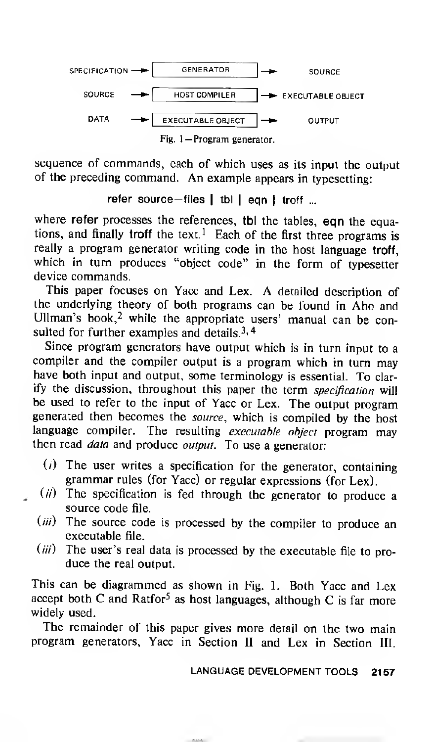```
SPECIFICATION --> [ GENERATOR ]          --> SOURCE
SOURCE        --> [ HOST COMPILER ]      --> EXECUTABLE OBJECT
DATA          --> [ EXECUTABLE OBJECT ]  --> OUTPUT
```

Fig. 1—Program generator.

sequence of commands, each of which uses as its input the output of the preceding command. An example appears in typesetting:

```
refer source—files | tbl | eqn | troff ...
```

where **refer** processes the references, **tbl** the tables, **eqn** the equations, and finally **troff** the text.[1] Each of the first three programs is really a program generator writing code in the host language **troff**, which in turn produces "object code" in the form of typesetter device commands.

This paper focuses on Yacc and Lex. A detailed description of the underlying theory of both programs can be found in Aho and Ullman's book,[2] while the appropriate users' manual can be consulted for further examples and details.[3,4]

Since program generators have output which is in turn input to a compiler and the compiler output is a program which in turn may have both input and output, some terminology is essential. To clarify the discussion, throughout this paper the term *specification* will be used to refer to the input of Yacc or Lex. The output program generated then becomes the *source*, which is compiled by the host language compiler. The resulting *executable object* program may then read *data* and produce *output*. To use a generator:

(*i*) The user writes a specification for the generator, containing grammar rules (for Yacc) or regular expressions (for Lex).

(*ii*) The specification is fed through the generator to produce a source code file.

(*iii*) The source code is processed by the compiler to produce an executable file.

(*iii*) The user's real data is processed by the executable file to produce the real output.

This can be diagrammed as shown in Fig. 1. Both Yacc and Lex accept both C and Ratfor[5] as host languages, although C is far more widely used.

The remainder of this paper gives more detail on the two main program generators, Yacc in Section II and Lex in Section III.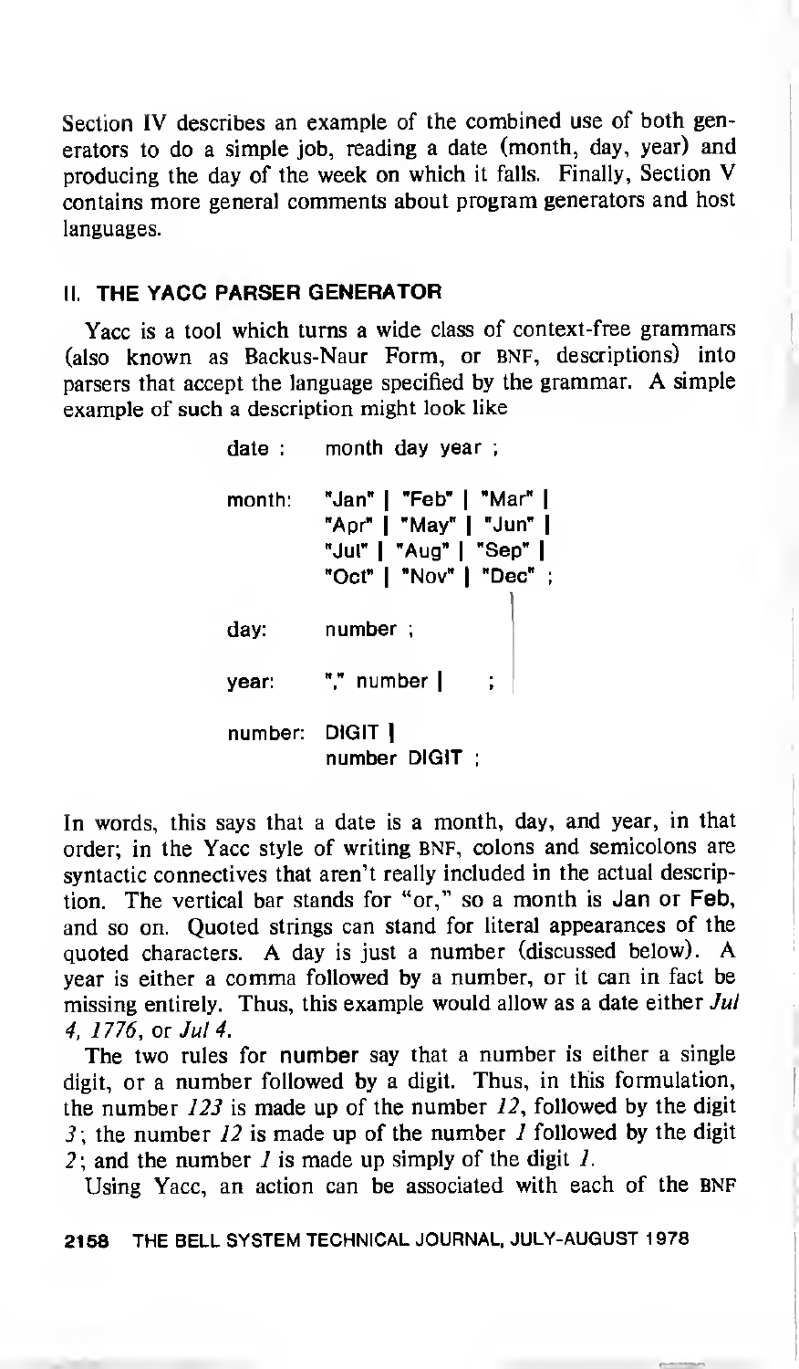Section IV describes an example of the combined use of both generators to do a simple job, reading a date (month, day, year) and producing the day of the week on which it falls. Finally, Section V contains more general comments about program generators and host languages.

## II. THE YACC PARSER GENERATOR

Yacc is a tool which turns a wide class of context-free grammars (also known as Backus-Naur Form, or BNF, descriptions) into parsers that accept the language specified by the grammar. A simple example of such a description might look like

```
date :   month day year ;

month:   "Jan" | "Feb" | "Mar" |
         "Apr" | "May" | "Jun" |
         "Jul" | "Aug" | "Sep" |
         "Oct" | "Nov" | "Dec" ;

day:     number ;

year:    "," number |    ;

number:  DIGIT |
         number DIGIT ;
```

In words, this says that a date is a month, day, and year, in that order; in the Yacc style of writing BNF, colons and semicolons are syntactic connectives that aren't really included in the actual description. The vertical bar stands for "or," so a month is **Jan** or **Feb**, and so on. Quoted strings can stand for literal appearances of the quoted characters. A day is just a number (discussed below). A year is either a comma followed by a number, or it can in fact be missing entirely. Thus, this example would allow as a date either *Jul 4, 1776*, or *Jul 4*.

The two rules for **number** say that a number is either a single digit, or a number followed by a digit. Thus, in this formulation, the number *123* is made up of the number *12*, followed by the digit *3*; the number *12* is made up of the number *1* followed by the digit *2*; and the number *1* is made up simply of the digit *1*.

Using Yacc, an action can be associated with each of the BNF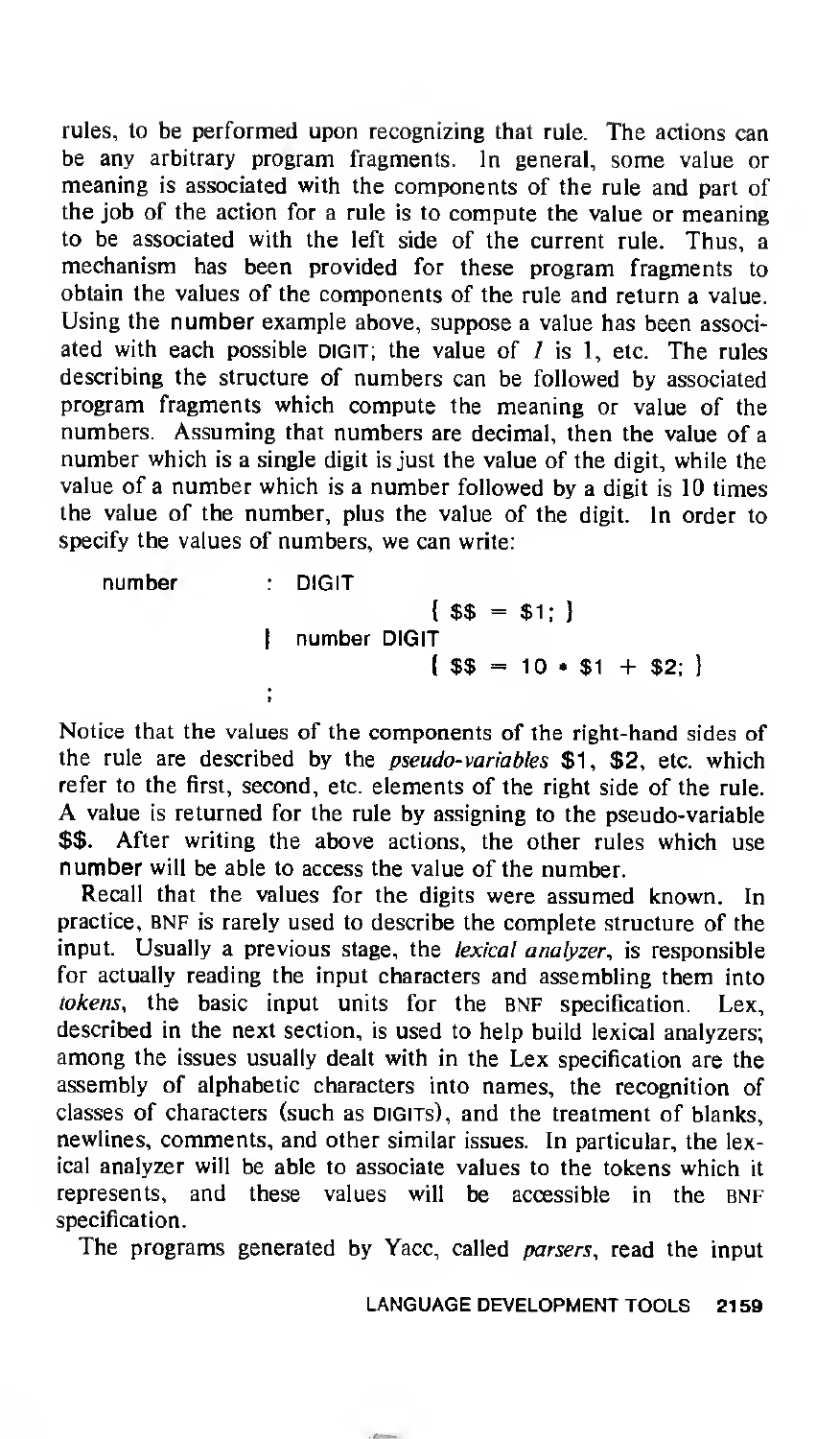rules, to be performed upon recognizing that rule. The actions can be any arbitrary program fragments. In general, some value or meaning is associated with the components of the rule and part of the job of the action for a rule is to compute the value or meaning to be associated with the left side of the current rule. Thus, a mechanism has been provided for these program fragments to obtain the values of the components of the rule and return a value. Using the number example above, suppose a value has been associated with each possible DIGIT; the value of *1* is 1, etc. The rules describing the structure of numbers can be followed by associated program fragments which compute the meaning or value of the numbers. Assuming that numbers are decimal, then the value of a number which is a single digit is just the value of the digit, while the value of a number which is a number followed by a digit is 10 times the value of the number, plus the value of the digit. In order to specify the values of numbers, we can write:

```
number      :  DIGIT
                        { $$ = $1; }
            |  number DIGIT
                        { $$ = 10 * $1 + $2; }
            ;
```

Notice that the values of the components of the right-hand sides of the rule are described by the *pseudo-variables* $1, $2, etc. which refer to the first, second, etc. elements of the right side of the rule. A value is returned for the rule by assigning to the pseudo-variable $$. After writing the above actions, the other rules which use number will be able to access the value of the number.

Recall that the values for the digits were assumed known. In practice, BNF is rarely used to describe the complete structure of the input. Usually a previous stage, the *lexical analyzer*, is responsible for actually reading the input characters and assembling them into *tokens*, the basic input units for the BNF specification. Lex, described in the next section, is used to help build lexical analyzers; among the issues usually dealt with in the Lex specification are the assembly of alphabetic characters into names, the recognition of classes of characters (such as DIGITS), and the treatment of blanks, newlines, comments, and other similar issues. In particular, the lexical analyzer will be able to associate values to the tokens which it represents, and these values will be accessible in the BNF specification.

The programs generated by Yacc, called *parsers*, read the input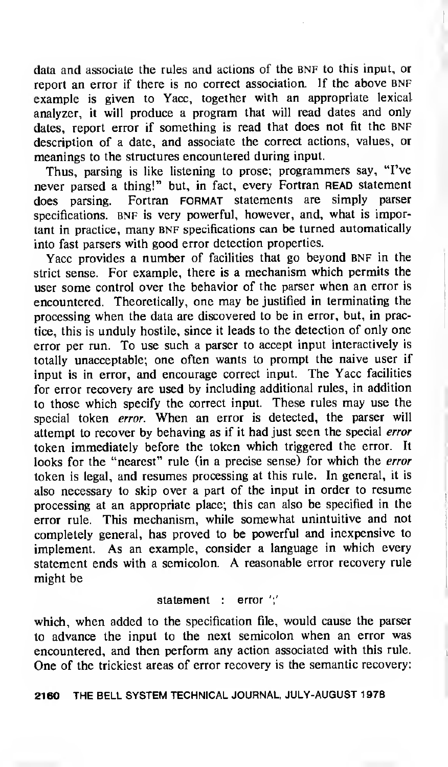data and associate the rules and actions of the BNF to this input, or report an error if there is no correct association. If the above BNF example is given to Yacc, together with an appropriate lexical analyzer, it will produce a program that will read dates and only dates, report error if something is read that does not fit the BNF description of a date, and associate the correct actions, values, or meanings to the structures encountered during input.

Thus, parsing is like listening to prose; programmers say, "I've never parsed a thing!" but, in fact, every Fortran READ statement does parsing. Fortran FORMAT statements are simply parser specifications. BNF is very powerful, however, and, what is important in practice, many BNF specifications can be turned automatically into fast parsers with good error detection properties.

Yacc provides a number of facilities that go beyond BNF in the strict sense. For example, there is a mechanism which permits the user some control over the behavior of the parser when an error is encountered. Theoretically, one may be justified in terminating the processing when the data are discovered to be in error, but, in practice, this is unduly hostile, since it leads to the detection of only one error per run. To use such a parser to accept input interactively is totally unacceptable; one often wants to prompt the naive user if input is in error, and encourage correct input. The Yacc facilities for error recovery are used by including additional rules, in addition to those which specify the correct input. These rules may use the special token *error*. When an error is detected, the parser will attempt to recover by behaving as if it had just seen the special *error* token immediately before the token which triggered the error. It looks for the "nearest" rule (in a precise sense) for which the *error* token is legal, and resumes processing at this rule. In general, it is also necessary to skip over a part of the input in order to resume processing at an appropriate place; this can also be specified in the error rule. This mechanism, while somewhat unintuitive and not completely general, has proved to be powerful and inexpensive to implement. As an example, consider a language in which every statement ends with a semicolon. A reasonable error recovery rule might be

```
statement : error ';'
```

which, when added to the specification file, would cause the parser to advance the input to the next semicolon when an error was encountered, and then perform any action associated with this rule. One of the trickiest areas of error recovery is the semantic recovery: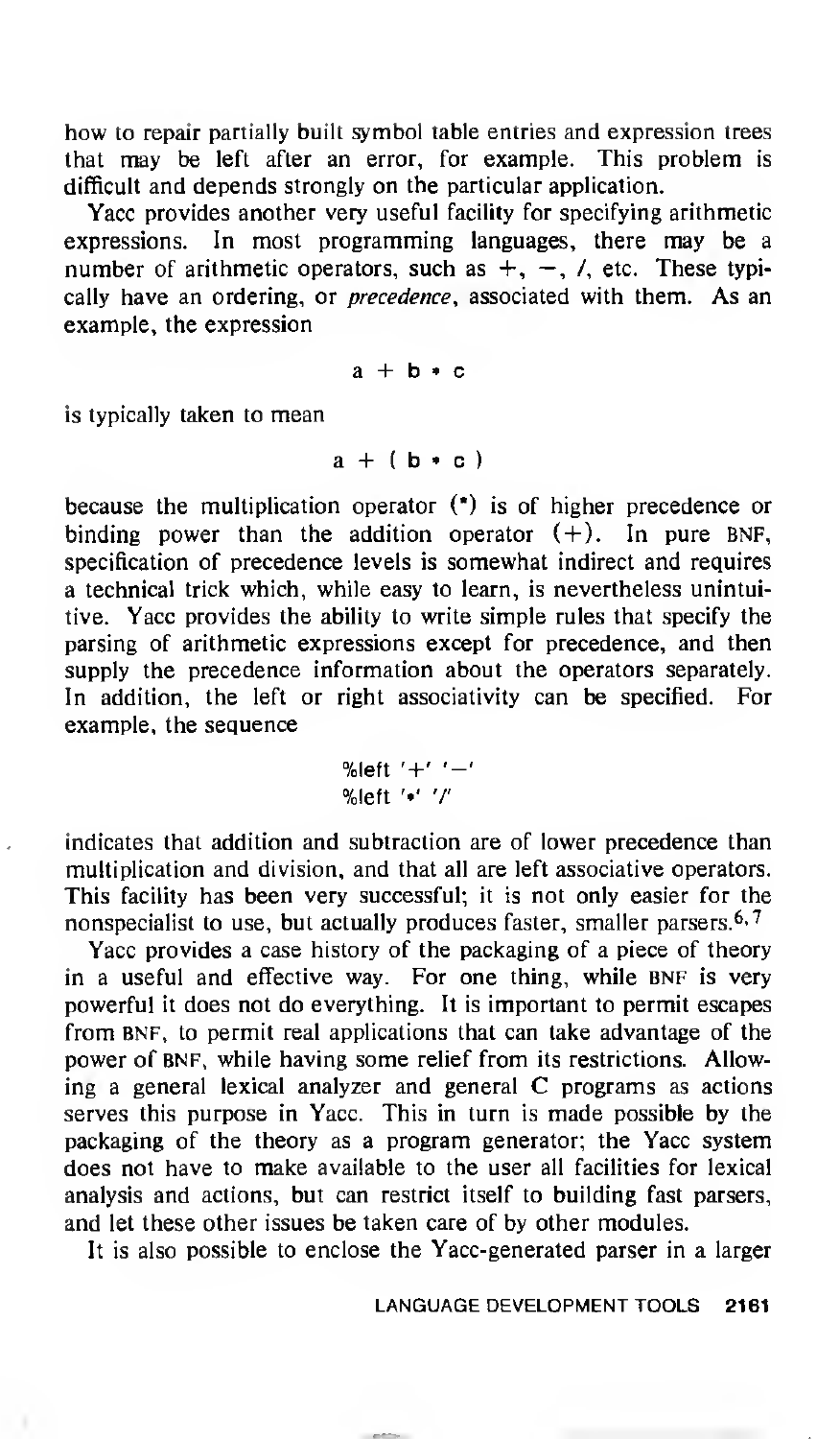how to repair partially built symbol table entries and expression trees that may be left after an error, for example. This problem is difficult and depends strongly on the particular application.

Yacc provides another very useful facility for specifying arithmetic expressions. In most programming languages, there may be a number of arithmetic operators, such as +, −, /, etc. These typically have an ordering, or *precedence*, associated with them. As an example, the expression

```
a + b * c
```

is typically taken to mean

```
a + ( b * c )
```

because the multiplication operator (*) is of higher precedence or binding power than the addition operator (+). In pure BNF, specification of precedence levels is somewhat indirect and requires a technical trick which, while easy to learn, is nevertheless unintuitive. Yacc provides the ability to write simple rules that specify the parsing of arithmetic expressions except for precedence, and then supply the precedence information about the operators separately. In addition, the left or right associativity can be specified. For example, the sequence

```
%left '+' '-'
%left '*' '/'
```

indicates that addition and subtraction are of lower precedence than multiplication and division, and that all are left associative operators. This facility has been very successful; it is not only easier for the nonspecialist to use, but actually produces faster, smaller parsers.[6,7]

Yacc provides a case history of the packaging of a piece of theory in a useful and effective way. For one thing, while BNF is very powerful it does not do everything. It is important to permit escapes from BNF, to permit real applications that can take advantage of the power of BNF, while having some relief from its restrictions. Allowing a general lexical analyzer and general C programs as actions serves this purpose in Yacc. This in turn is made possible by the packaging of the theory as a program generator; the Yacc system does not have to make available to the user all facilities for lexical analysis and actions, but can restrict itself to building fast parsers, and let these other issues be taken care of by other modules.

It is also possible to enclose the Yacc-generated parser in a larger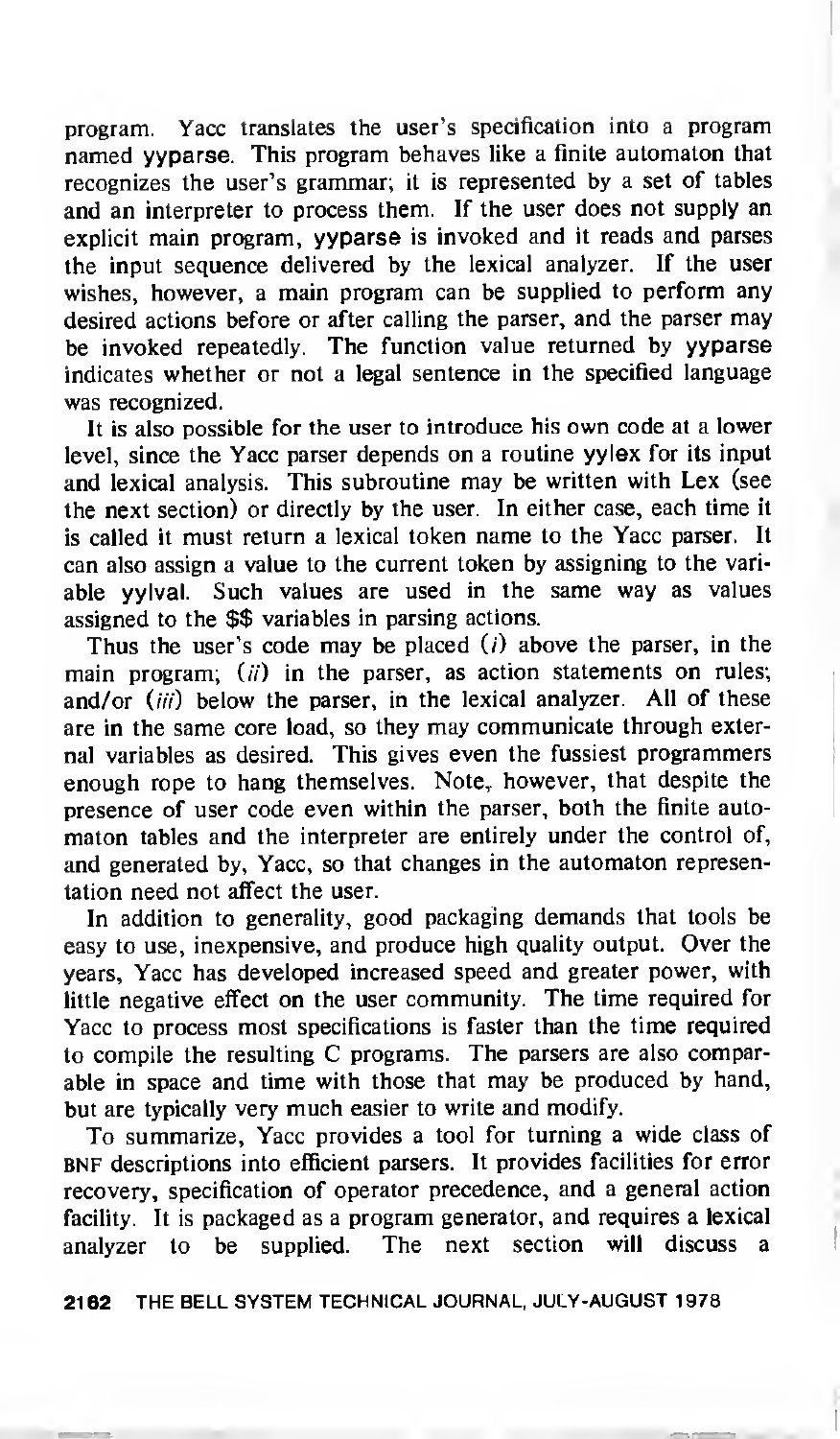program. Yacc translates the user's specification into a program named yyparse. This program behaves like a finite automaton that recognizes the user's grammar; it is represented by a set of tables and an interpreter to process them. If the user does not supply an explicit main program, yyparse is invoked and it reads and parses the input sequence delivered by the lexical analyzer. If the user wishes, however, a main program can be supplied to perform any desired actions before or after calling the parser, and the parser may be invoked repeatedly. The function value returned by yyparse indicates whether or not a legal sentence in the specified language was recognized.

It is also possible for the user to introduce his own code at a lower level, since the Yacc parser depends on a routine yylex for its input and lexical analysis. This subroutine may be written with Lex (see the next section) or directly by the user. In either case, each time it is called it must return a lexical token name to the Yacc parser. It can also assign a value to the current token by assigning to the variable yylval. Such values are used in the same way as values assigned to the $$ variables in parsing actions.

Thus the user's code may be placed (*i*) above the parser, in the main program; (*ii*) in the parser, as action statements on rules; and/or (*iii*) below the parser, in the lexical analyzer. All of these are in the same core load, so they may communicate through external variables as desired. This gives even the fussiest programmers enough rope to hang themselves. Note, however, that despite the presence of user code even within the parser, both the finite automaton tables and the interpreter are entirely under the control of, and generated by, Yacc, so that changes in the automaton representation need not affect the user.

In addition to generality, good packaging demands that tools be easy to use, inexpensive, and produce high quality output. Over the years, Yacc has developed increased speed and greater power, with little negative effect on the user community. The time required for Yacc to process most specifications is faster than the time required to compile the resulting C programs. The parsers are also comparable in space and time with those that may be produced by hand, but are typically very much easier to write and modify.

To summarize, Yacc provides a tool for turning a wide class of BNF descriptions into efficient parsers. It provides facilities for error recovery, specification of operator precedence, and a general action facility. It is packaged as a program generator, and requires a lexical analyzer to be supplied. The next section will discuss a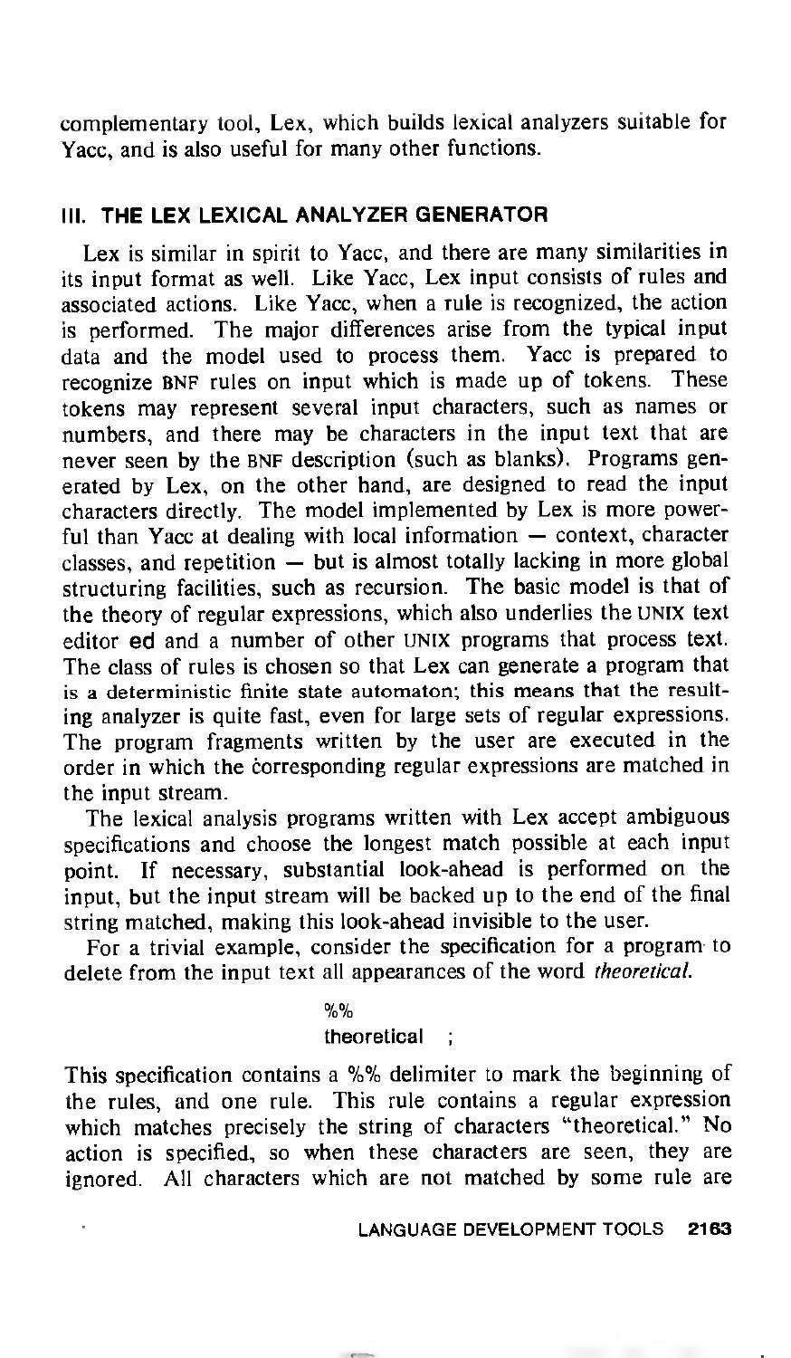complementary tool, Lex, which builds lexical analyzers suitable for Yacc, and is also useful for many other functions.

## III. THE LEX LEXICAL ANALYZER GENERATOR

Lex is similar in spirit to Yacc, and there are many similarities in its input format as well. Like Yacc, Lex input consists of rules and associated actions. Like Yacc, when a rule is recognized, the action is performed. The major differences arise from the typical input data and the model used to process them. Yacc is prepared to recognize BNF rules on input which is made up of tokens. These tokens may represent several input characters, such as names or numbers, and there may be characters in the input text that are never seen by the BNF description (such as blanks). Programs generated by Lex, on the other hand, are designed to read the input characters directly. The model implemented by Lex is more powerful than Yacc at dealing with local information — context, character classes, and repetition — but is almost totally lacking in more global structuring facilities, such as recursion. The basic model is that of the theory of regular expressions, which also underlies the UNIX text editor **ed** and a number of other UNIX programs that process text. The class of rules is chosen so that Lex can generate a program that is a deterministic finite state automaton; this means that the resulting analyzer is quite fast, even for large sets of regular expressions. The program fragments written by the user are executed in the order in which the corresponding regular expressions are matched in the input stream.

The lexical analysis programs written with Lex accept ambiguous specifications and choose the longest match possible at each input point. If necessary, substantial look-ahead is performed on the input, but the input stream will be backed up to the end of the final string matched, making this look-ahead invisible to the user.

For a trivial example, consider the specification for a program to delete from the input text all appearances of the word *theoretical*.

```
%%
theoretical  ;
```

This specification contains a %% delimiter to mark the beginning of the rules, and one rule. This rule contains a regular expression which matches precisely the string of characters "theoretical." No action is specified, so when these characters are seen, they are ignored. All characters which are not matched by some rule are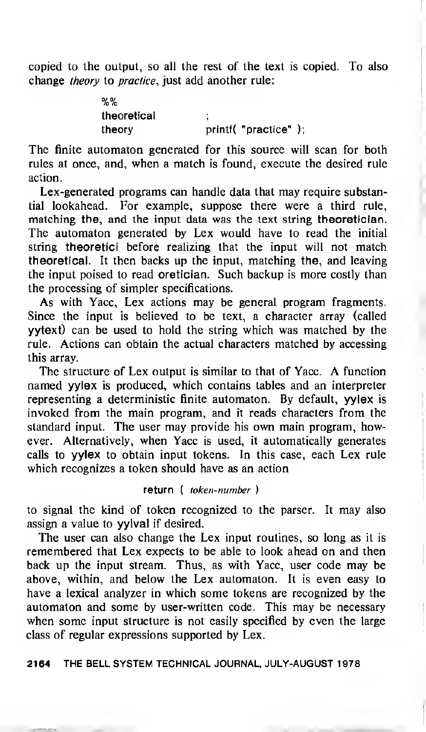copied to the output, so all the rest of the text is copied. To also change *theory* to *practice*, just add another rule:

```
%%
theoretical        ;
theory             printf( "practice" );
```

The finite automaton generated for this source will scan for both rules at once, and, when a match is found, execute the desired rule action.

Lex-generated programs can handle data that may require substantial lookahead. For example, suppose there were a third rule, matching **the**, and the input data was the text string **theoretician**. The automaton generated by Lex would have to read the initial string **theoretici** before realizing that the input will not match **theoretical**. It then backs up the input, matching **the**, and leaving the input poised to read **oretician**. Such backup is more costly than the processing of simpler specifications.

As with Yacc, Lex actions may be general program fragments. Since the input is believed to be text, a character array (called **yytext**) can be used to hold the string which was matched by the rule. Actions can obtain the actual characters matched by accessing this array.

The structure of Lex output is similar to that of Yacc. A function named **yylex** is produced, which contains tables and an interpreter representing a deterministic finite automaton. By default, **yylex** is invoked from the main program, and it reads characters from the standard input. The user may provide his own main program, however. Alternatively, when Yacc is used, it automatically generates calls to **yylex** to obtain input tokens. In this case, each Lex rule which recognizes a token should have as an action

**return** ( *token-number* )

to signal the kind of token recognized to the parser. It may also assign a value to **yylval** if desired.

The user can also change the Lex input routines, so long as it is remembered that Lex expects to be able to look ahead on and then back up the input stream. Thus, as with Yacc, user code may be above, within, and below the Lex automaton. It is even easy to have a lexical analyzer in which some tokens are recognized by the automaton and some by user-written code. This may be necessary when some input structure is not easily specified by even the large class of regular expressions supported by Lex.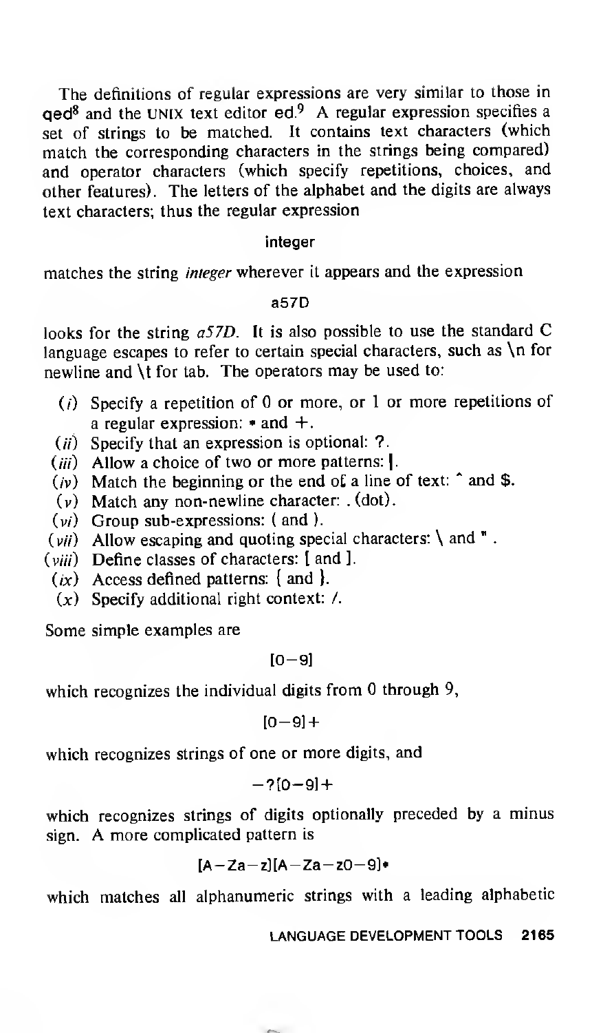The definitions of regular expressions are very similar to those in qed[8] and the UNIX text editor ed.[9] A regular expression specifies a set of strings to be matched. It contains text characters (which match the corresponding characters in the strings being compared) and operator characters (which specify repetitions, choices, and other features). The letters of the alphabet and the digits are always text characters; thus the regular expression

```
integer
```

matches the string *integer* wherever it appears and the expression

```
a57D
```

looks for the string *a57D*. It is also possible to use the standard C language escapes to refer to certain special characters, such as \n for newline and \t for tab. The operators may be used to:

- (*i*) Specify a repetition of 0 or more, or 1 or more repetitions of a regular expression: * and +.
- (*ii*) Specify that an expression is optional: ?.
- (*iii*) Allow a choice of two or more patterns: |.
- (*iv*) Match the beginning or the end of a line of text: ^ and $.
- (*v*) Match any non-newline character: . (dot).
- (*vi*) Group sub-expressions: ( and ).
- (*vii*) Allow escaping and quoting special characters: \ and " .
- (*viii*) Define classes of characters: [ and ].
- (*ix*) Access defined patterns: { and }.
- (*x*) Specify additional right context: /.

Some simple examples are

```
[0-9]
```

which recognizes the individual digits from 0 through 9,

```
[0-9]+
```

which recognizes strings of one or more digits, and

```
-?[0-9]+
```

which recognizes strings of digits optionally preceded by a minus sign. A more complicated pattern is

```
[A-Za-z][A-Za-z0-9]*
```

which matches all alphanumeric strings with a leading alphabetic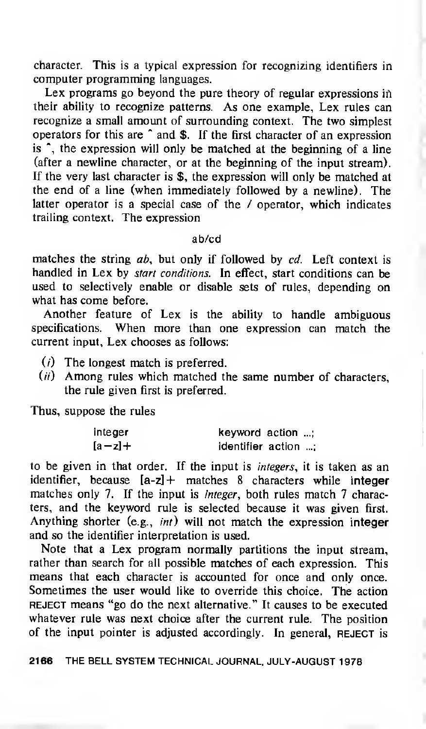character. This is a typical expression for recognizing identifiers in computer programming languages.

Lex programs go beyond the pure theory of regular expressions in their ability to recognize patterns. As one example, Lex rules can recognize a small amount of surrounding context. The two simplest operators for this are ^ and $. If the first character of an expression is ^, the expression will only be matched at the beginning of a line (after a newline character, or at the beginning of the input stream). If the very last character is $, the expression will only be matched at the end of a line (when immediately followed by a newline). The latter operator is a special case of the / operator, which indicates trailing context. The expression

```
ab/cd
```

matches the string *ab*, but only if followed by *cd*. Left context is handled in Lex by *start conditions*. In effect, start conditions can be used to selectively enable or disable sets of rules, depending on what has come before.

Another feature of Lex is the ability to handle ambiguous specifications. When more than one expression can match the current input, Lex chooses as follows:

(*i*) The longest match is preferred.
(*ii*) Among rules which matched the same number of characters, the rule given first is preferred.

Thus, suppose the rules

```
integer        keyword action ...;
[a-z]+         identifier action ...;
```

to be given in that order. If the input is *integers*, it is taken as an identifier, because [a-z]+ matches 8 characters while **integer** matches only 7. If the input is *integer*, both rules match 7 characters, and the keyword rule is selected because it was given first. Anything shorter (e.g., *int*) will not match the expression **integer** and so the identifier interpretation is used.

Note that a Lex program normally partitions the input stream, rather than search for all possible matches of each expression. This means that each character is accounted for once and only once. Sometimes the user would like to override this choice. The action REJECT means "go do the next alternative." It causes to be executed whatever rule was next choice after the current rule. The position of the input pointer is adjusted accordingly. In general, REJECT is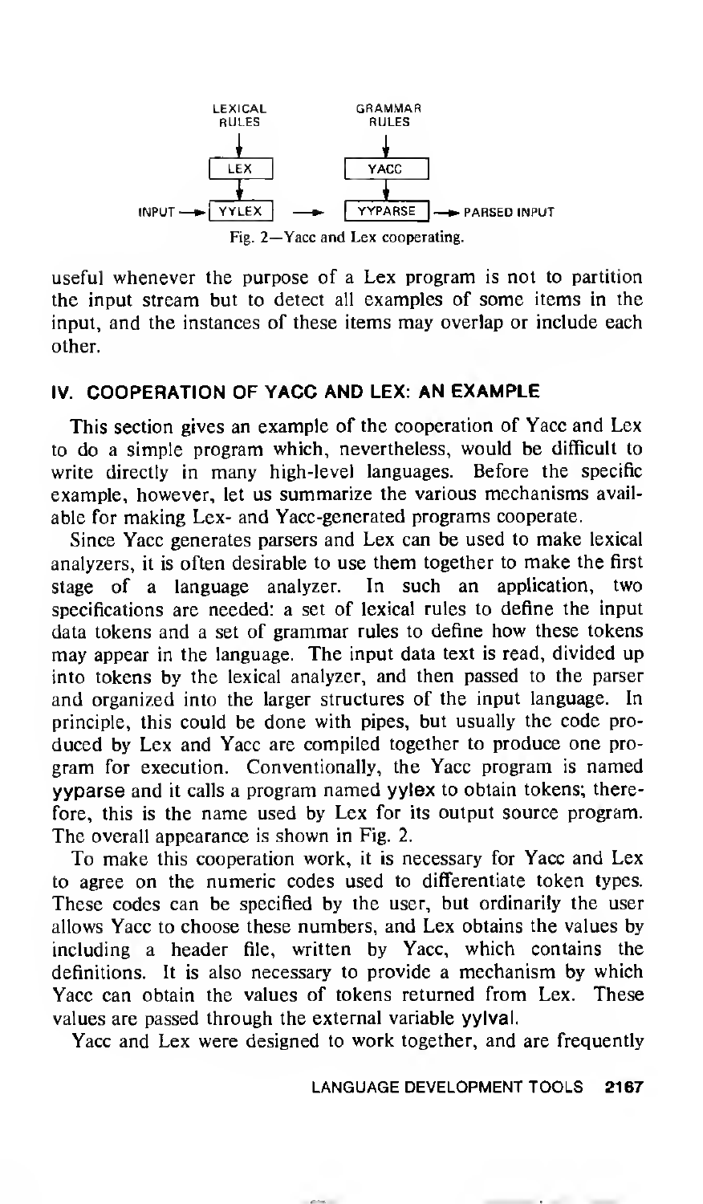LEXICAL RULES → LEX → YYLEX; GRAMMAR RULES → YACC → YYPARSE; INPUT → YYLEX → YYPARSE → PARSED INPUT

Fig. 2—Yacc and Lex cooperating.

useful whenever the purpose of a Lex program is not to partition the input stream but to detect all examples of some items in the input, and the instances of these items may overlap or include each other.

## IV. COOPERATION OF YACC AND LEX: AN EXAMPLE

This section gives an example of the cooperation of Yacc and Lex to do a simple program which, nevertheless, would be difficult to write directly in many high-level languages. Before the specific example, however, let us summarize the various mechanisms available for making Lex- and Yacc-generated programs cooperate.

Since Yacc generates parsers and Lex can be used to make lexical analyzers, it is often desirable to use them together to make the first stage of a language analyzer. In such an application, two specifications are needed: a set of lexical rules to define the input data tokens and a set of grammar rules to define how these tokens may appear in the language. The input data text is read, divided up into tokens by the lexical analyzer, and then passed to the parser and organized into the larger structures of the input language. In principle, this could be done with pipes, but usually the code produced by Lex and Yacc are compiled together to produce one program for execution. Conventionally, the Yacc program is named **yyparse** and it calls a program named **yylex** to obtain tokens; therefore, this is the name used by Lex for its output source program. The overall appearance is shown in Fig. 2.

To make this cooperation work, it is necessary for Yacc and Lex to agree on the numeric codes used to differentiate token types. These codes can be specified by the user, but ordinarily the user allows Yacc to choose these numbers, and Lex obtains the values by including a header file, written by Yacc, which contains the definitions. It is also necessary to provide a mechanism by which Yacc can obtain the values of tokens returned from Lex. These values are passed through the external variable **yylval**.

Yacc and Lex were designed to work together, and are frequently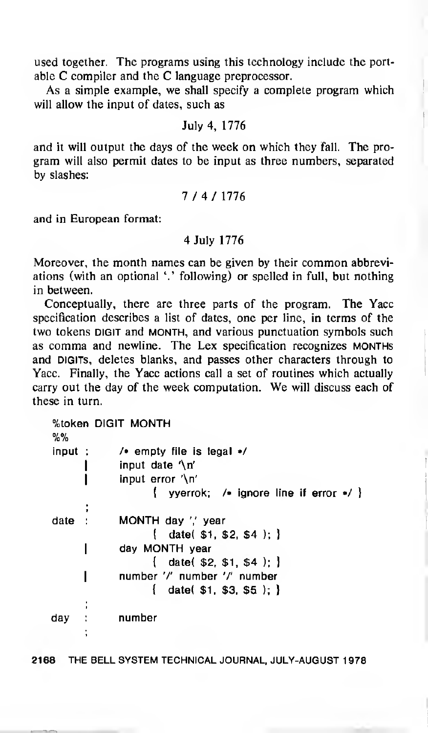used together. The programs using this technology include the portable C compiler and the C language preprocessor.

As a simple example, we shall specify a complete program which will allow the input of dates, such as

July 4, 1776

and it will output the days of the week on which they fall. The program will also permit dates to be input as three numbers, separated by slashes:

7 / 4 / 1776

and in European format:

4 July 1776

Moreover, the month names can be given by their common abbreviations (with an optional '.' following) or spelled in full, but nothing in between.

Conceptually, there are three parts of the program. The Yacc specification describes a list of dates, one per line, in terms of the two tokens DIGIT and MONTH, and various punctuation symbols such as comma and newline. The Lex specification recognizes MONTHs and DIGITs, deletes blanks, and passes other characters through to Yacc. Finally, the Yacc actions call a set of routines which actually carry out the day of the week computation. We will discuss each of these in turn.

```
%token DIGIT MONTH
%%
input :     /* empty file is legal */
      |     input date '\n'
      |     input error '\n'
                  {  yyerrok;  /* ignore line if error */ }
      ;
date  :     MONTH day ',' year
                  {  date( $1, $2, $4 ); }
      |     day MONTH year
                  {  date( $2, $1, $4 ); }
      |     number '/' number '/' number
                  {  date( $1, $3, $5 ); }
      ;
day   :     number
      ;
```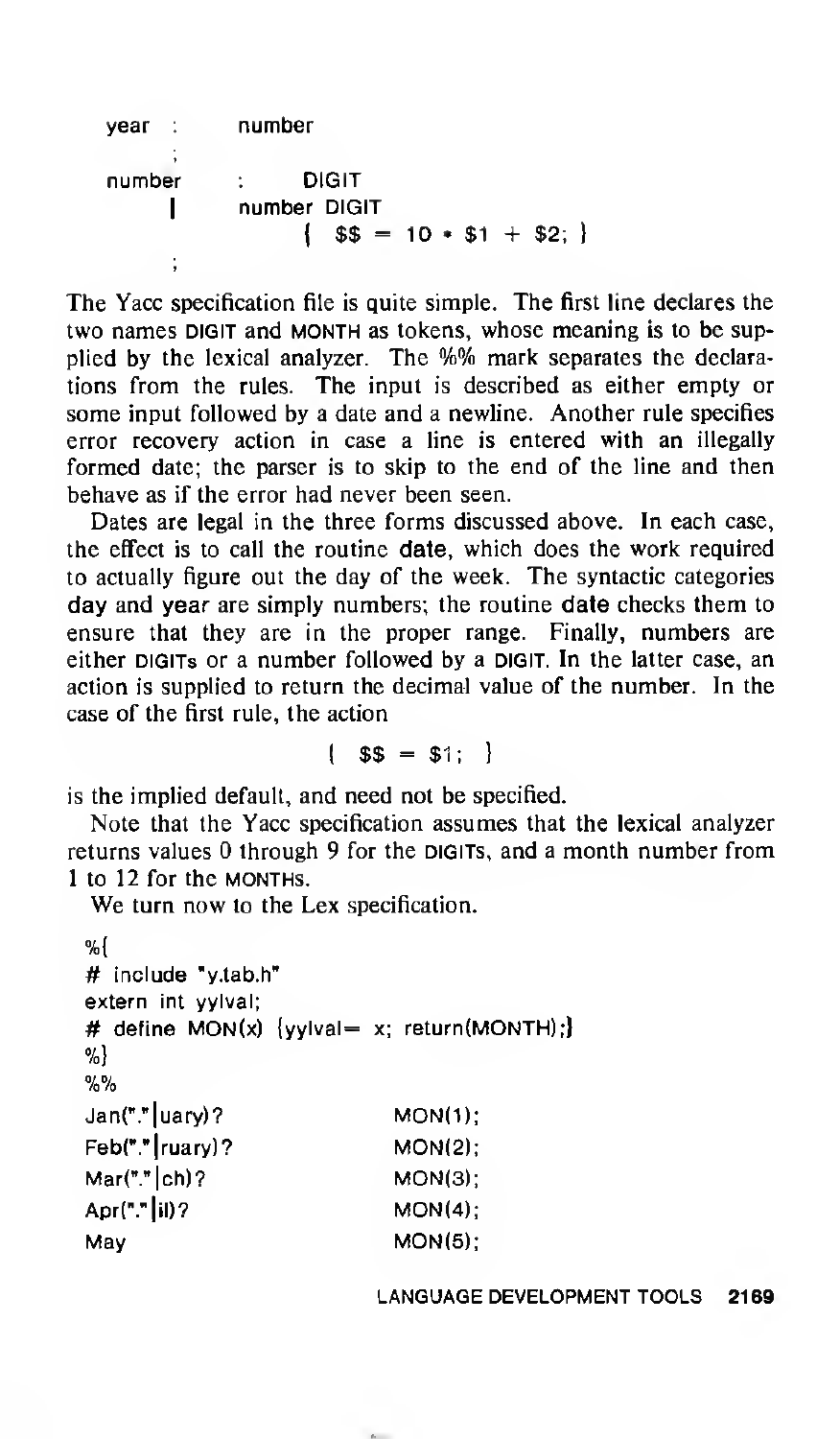```
year :      number
       ;
number    :     DIGIT
       |    number DIGIT
                { $$ = 10 * $1 + $2; }
       ;
```

The Yacc specification file is quite simple. The first line declares the two names DIGIT and MONTH as tokens, whose meaning is to be supplied by the lexical analyzer. The %% mark separates the declarations from the rules. The input is described as either empty or some input followed by a date and a newline. Another rule specifies error recovery action in case a line is entered with an illegally formed date; the parser is to skip to the end of the line and then behave as if the error had never been seen.

Dates are legal in the three forms discussed above. In each case, the effect is to call the routine date, which does the work required to actually figure out the day of the week. The syntactic categories day and year are simply numbers; the routine date checks them to ensure that they are in the proper range. Finally, numbers are either DIGITs or a number followed by a DIGIT. In the latter case, an action is supplied to return the decimal value of the number. In the case of the first rule, the action

```
{ $$ = $1; }
```

is the implied default, and need not be specified.

Note that the Yacc specification assumes that the lexical analyzer returns values 0 through 9 for the DIGITs, and a month number from 1 to 12 for the MONTHs.

We turn now to the Lex specification.

```
%{
# include "y.tab.h"
extern int yylval;
# define MON(x) {yylval= x; return(MONTH);}
%}
%%
Jan("."|uary)?          MON(1);
Feb("."|ruary)?         MON(2);
Mar("."|ch)?            MON(3);
Apr("."|il)?            MON(4);
May                     MON(5);
```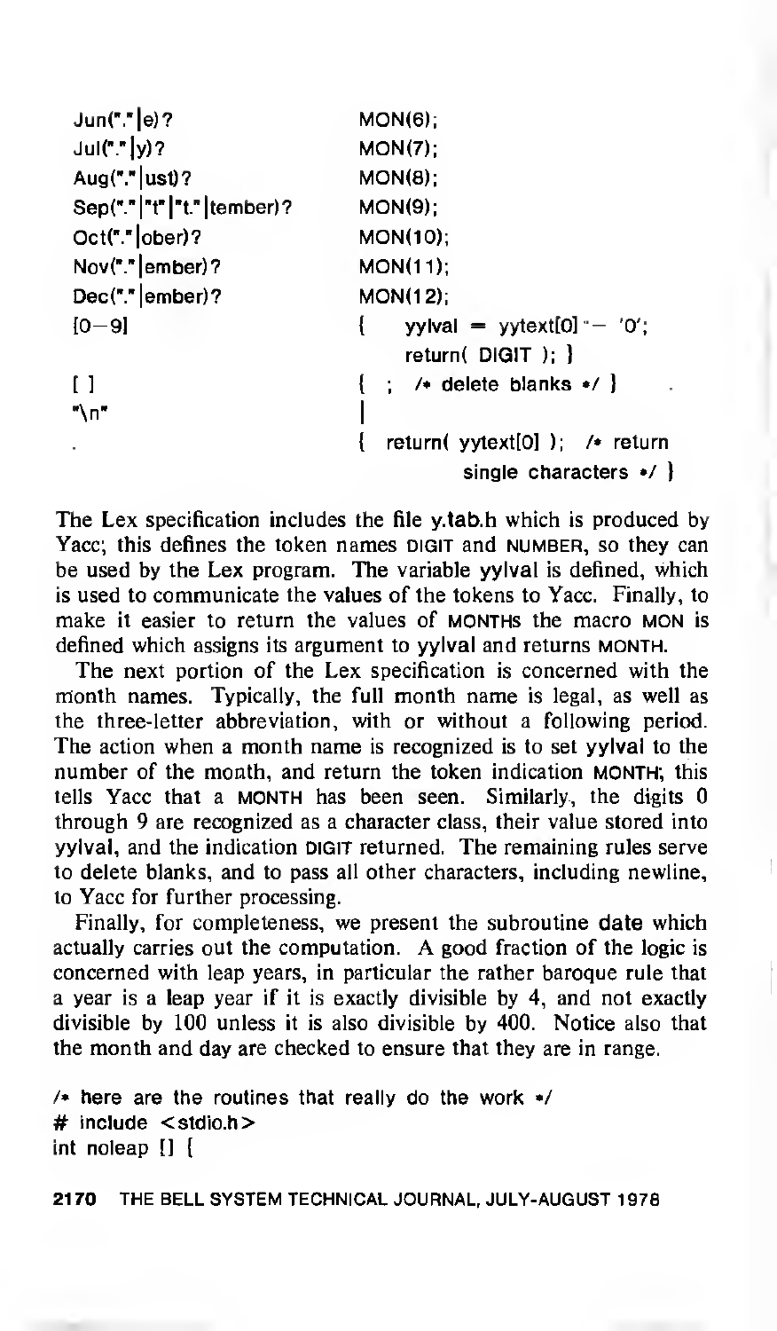```
Jun("."|e)?                  MON(6);
Jul("."|y)?                  MON(7);
Aug("."|ust)?                MON(8);
Sep("."|"t"|"t."|tember)?    MON(9);
Oct("."|ober)?               MON(10);
Nov("."|ember)?              MON(11);
Dec("."|ember)?              MON(12);
[0-9]                        {    yylval = yytext[0] - '0';
                                  return( DIGIT ); }
[ ]                          {  ;  /* delete blanks */ }
"\n"                         |
.                            {  return( yytext[0] );  /* return
                                        single characters */ }
```

The Lex specification includes the file y.tab.h which is produced by Yacc; this defines the token names DIGIT and NUMBER, so they can be used by the Lex program. The variable yylval is defined, which is used to communicate the values of the tokens to Yacc. Finally, to make it easier to return the values of MONTHs the macro MON is defined which assigns its argument to yylval and returns MONTH.

The next portion of the Lex specification is concerned with the month names. Typically, the full month name is legal, as well as the three-letter abbreviation, with or without a following period. The action when a month name is recognized is to set yylval to the number of the month, and return the token indication MONTH; this tells Yacc that a MONTH has been seen. Similarly, the digits 0 through 9 are recognized as a character class, their value stored into yylval, and the indication DIGIT returned. The remaining rules serve to delete blanks, and to pass all other characters, including newline, to Yacc for further processing.

Finally, for completeness, we present the subroutine date which actually carries out the computation. A good fraction of the logic is concerned with leap years, in particular the rather baroque rule that a year is a leap year if it is exactly divisible by 4, and not exactly divisible by 100 unless it is also divisible by 400. Notice also that the month and day are checked to ensure that they are in range.

```
/* here are the routines that really do the work */
# include <stdio.h>
int noleap [] {
```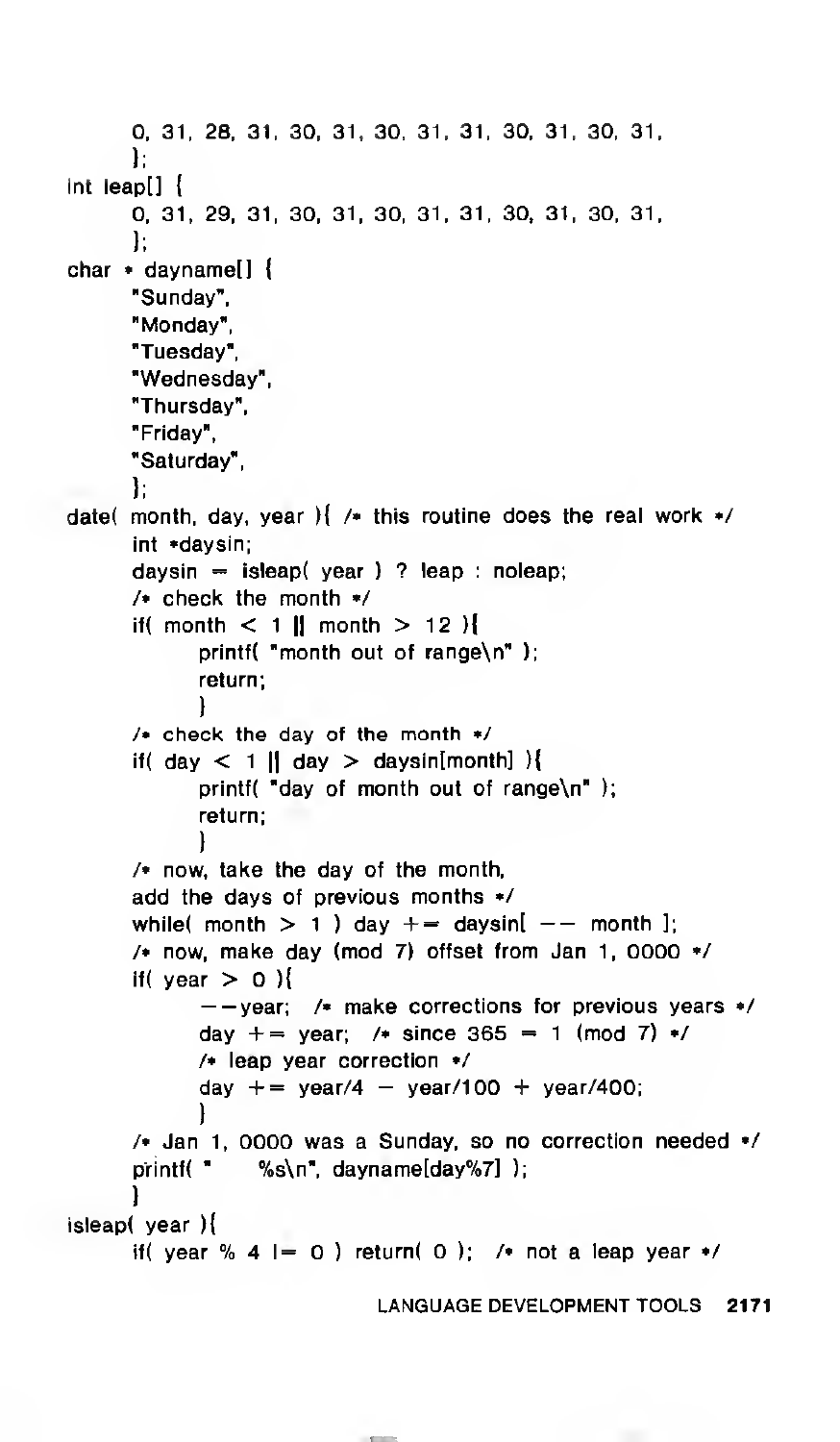```
	0, 31, 28, 31, 30, 31, 30, 31, 31, 30, 31, 30, 31,
	};
int leap[] {
	0, 31, 29, 31, 30, 31, 30, 31, 31, 30, 31, 30, 31,
	};
char * dayname[] {
	"Sunday",
	"Monday",
	"Tuesday",
	"Wednesday",
	"Thursday",
	"Friday",
	"Saturday",
	};
date( month, day, year ){ /* this routine does the real work */
	int *daysin;
	daysin = isleap( year ) ? leap : noleap;
	/* check the month */
	if( month < 1 || month > 12 ){
		printf( "month out of range\n" );
		return;
		}
	/* check the day of the month */
	if( day < 1 || day > daysin[month] ){
		printf( "day of month out of range\n" );
		return;
		}
	/* now, take the day of the month,
	add the days of previous months */
	while( month > 1 ) day += daysin[ -- month ];
	/* now, make day (mod 7) offset from Jan 1, 0000 */
	if( year > 0 ){
		--year;  /* make corrections for previous years */
		day += year;  /* since 365 = 1 (mod 7) */
		/* leap year correction */
		day += year/4 - year/100 + year/400;
		}
	/* Jan 1, 0000 was a Sunday, so no correction needed */
	printf( "	%s\n", dayname[day%7] );
	}
isleap( year ){
	if( year % 4 != 0 ) return( 0 );  /* not a leap year */
```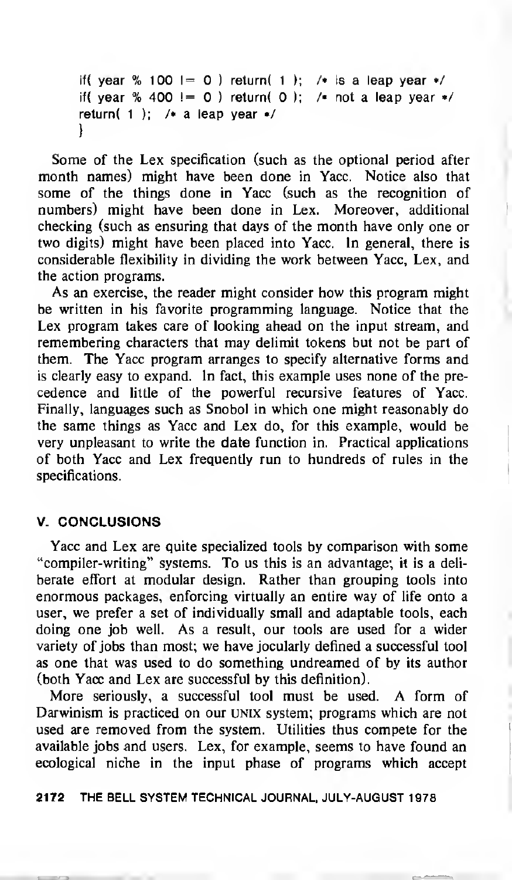```
if( year % 100 != 0 ) return( 1 );  /* is a leap year */
if( year % 400 != 0 ) return( 0 );  /* not a leap year */
return( 1 );  /* a leap year */
}
```

Some of the Lex specification (such as the optional period after month names) might have been done in Yacc. Notice also that some of the things done in Yacc (such as the recognition of numbers) might have been done in Lex. Moreover, additional checking (such as ensuring that days of the month have only one or two digits) might have been placed into Yacc. In general, there is considerable flexibility in dividing the work between Yacc, Lex, and the action programs.

As an exercise, the reader might consider how this program might be written in his favorite programming language. Notice that the Lex program takes care of looking ahead on the input stream, and remembering characters that may delimit tokens but not be part of them. The Yacc program arranges to specify alternative forms and is clearly easy to expand. In fact, this example uses none of the precedence and little of the powerful recursive features of Yacc. Finally, languages such as Snobol in which one might reasonably do the same things as Yacc and Lex do, for this example, would be very unpleasant to write the date function in. Practical applications of both Yacc and Lex frequently run to hundreds of rules in the specifications.

## V. CONCLUSIONS

Yacc and Lex are quite specialized tools by comparison with some "compiler-writing" systems. To us this is an advantage; it is a deliberate effort at modular design. Rather than grouping tools into enormous packages, enforcing virtually an entire way of life onto a user, we prefer a set of individually small and adaptable tools, each doing one job well. As a result, our tools are used for a wider variety of jobs than most; we have jocularly defined a successful tool as one that was used to do something undreamed of by its author (both Yacc and Lex are successful by this definition).

More seriously, a successful tool must be used. A form of Darwinism is practiced on our UNIX system; programs which are not used are removed from the system. Utilities thus compete for the available jobs and users. Lex, for example, seems to have found an ecological niche in the input phase of programs which accept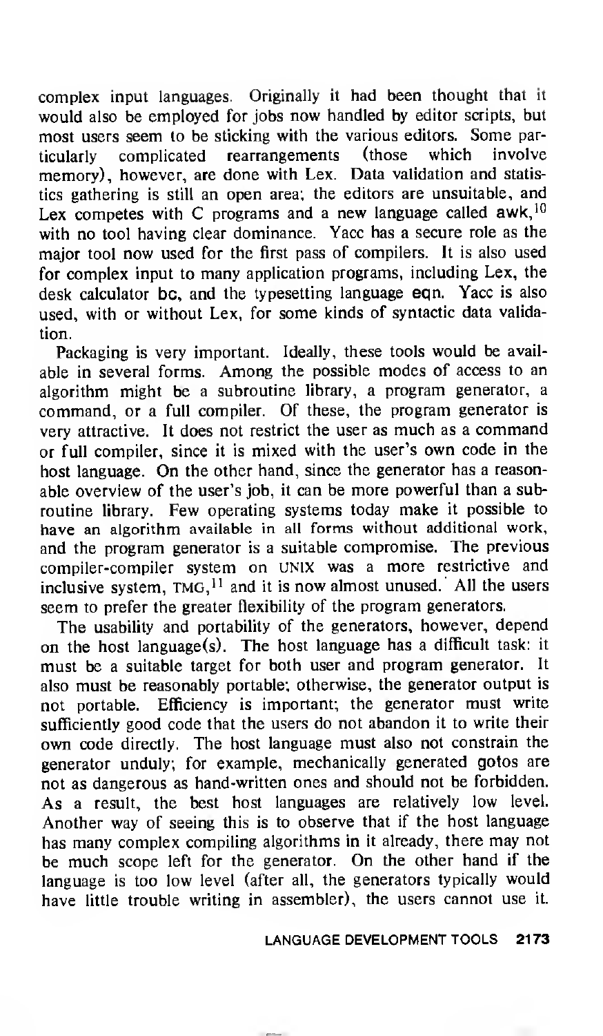complex input languages. Originally it had been thought that it would also be employed for jobs now handled by editor scripts, but most users seem to be sticking with the various editors. Some particularly complicated rearrangements (those which involve memory), however, are done with Lex. Data validation and statistics gathering is still an open area; the editors are unsuitable, and Lex competes with C programs and a new language called awk,[10] with no tool having clear dominance. Yacc has a secure role as the major tool now used for the first pass of compilers. It is also used for complex input to many application programs, including Lex, the desk calculator bc, and the typesetting language eqn. Yacc is also used, with or without Lex, for some kinds of syntactic data validation.

Packaging is very important. Ideally, these tools would be available in several forms. Among the possible modes of access to an algorithm might be a subroutine library, a program generator, a command, or a full compiler. Of these, the program generator is very attractive. It does not restrict the user as much as a command or full compiler, since it is mixed with the user's own code in the host language. On the other hand, since the generator has a reasonable overview of the user's job, it can be more powerful than a subroutine library. Few operating systems today make it possible to have an algorithm available in all forms without additional work, and the program generator is a suitable compromise. The previous compiler-compiler system on UNIX was a more restrictive and inclusive system, TMG,[11] and it is now almost unused. All the users seem to prefer the greater flexibility of the program generators.

The usability and portability of the generators, however, depend on the host language(s). The host language has a difficult task: it must be a suitable target for both user and program generator. It also must be reasonably portable; otherwise, the generator output is not portable. Efficiency is important; the generator must write sufficiently good code that the users do not abandon it to write their own code directly. The host language must also not constrain the generator unduly; for example, mechanically generated gotos are not as dangerous as hand-written ones and should not be forbidden. As a result, the best host languages are relatively low level. Another way of seeing this is to observe that if the host language has many complex compiling algorithms in it already, there may not be much scope left for the generator. On the other hand if the language is too low level (after all, the generators typically would have little trouble writing in assembler), the users cannot use it.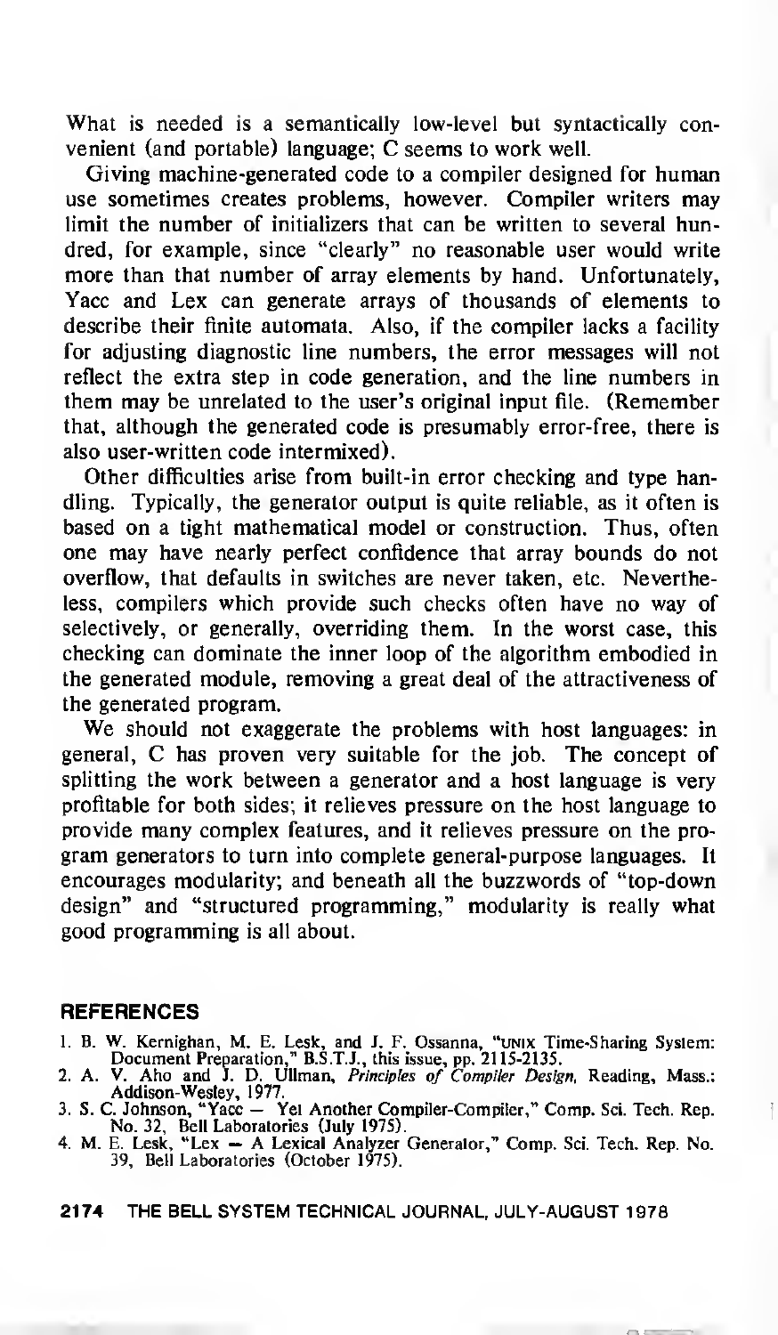What is needed is a semantically low-level but syntactically convenient (and portable) language; C seems to work well.

Giving machine-generated code to a compiler designed for human use sometimes creates problems, however. Compiler writers may limit the number of initializers that can be written to several hundred, for example, since "clearly" no reasonable user would write more than that number of array elements by hand. Unfortunately, Yacc and Lex can generate arrays of thousands of elements to describe their finite automata. Also, if the compiler lacks a facility for adjusting diagnostic line numbers, the error messages will not reflect the extra step in code generation, and the line numbers in them may be unrelated to the user's original input file. (Remember that, although the generated code is presumably error-free, there is also user-written code intermixed).

Other difficulties arise from built-in error checking and type handling. Typically, the generator output is quite reliable, as it often is based on a tight mathematical model or construction. Thus, often one may have nearly perfect confidence that array bounds do not overflow, that defaults in switches are never taken, etc. Nevertheless, compilers which provide such checks often have no way of selectively, or generally, overriding them. In the worst case, this checking can dominate the inner loop of the algorithm embodied in the generated module, removing a great deal of the attractiveness of the generated program.

We should not exaggerate the problems with host languages: in general, C has proven very suitable for the job. The concept of splitting the work between a generator and a host language is very profitable for both sides; it relieves pressure on the host language to provide many complex features, and it relieves pressure on the program generators to turn into complete general-purpose languages. It encourages modularity; and beneath all the buzzwords of "top-down design" and "structured programming," modularity is really what good programming is all about.

## REFERENCES

1. B. W. Kernighan, M. E. Lesk, and J. F. Ossanna, "UNIX Time-Sharing System: Document Preparation," B.S.T.J., this issue, pp. 2115-2135.
2. A. V. Aho and J. D. Ullman, *Principles of Compiler Design*, Reading, Mass.: Addison-Wesley, 1977.
3. S. C. Johnson, "Yacc — Yet Another Compiler-Compiler," Comp. Sci. Tech. Rep. No. 32, Bell Laboratories (July 1975).
4. M. E. Lesk, "Lex — A Lexical Analyzer Generator," Comp. Sci. Tech. Rep. No. 39, Bell Laboratories (October 1975).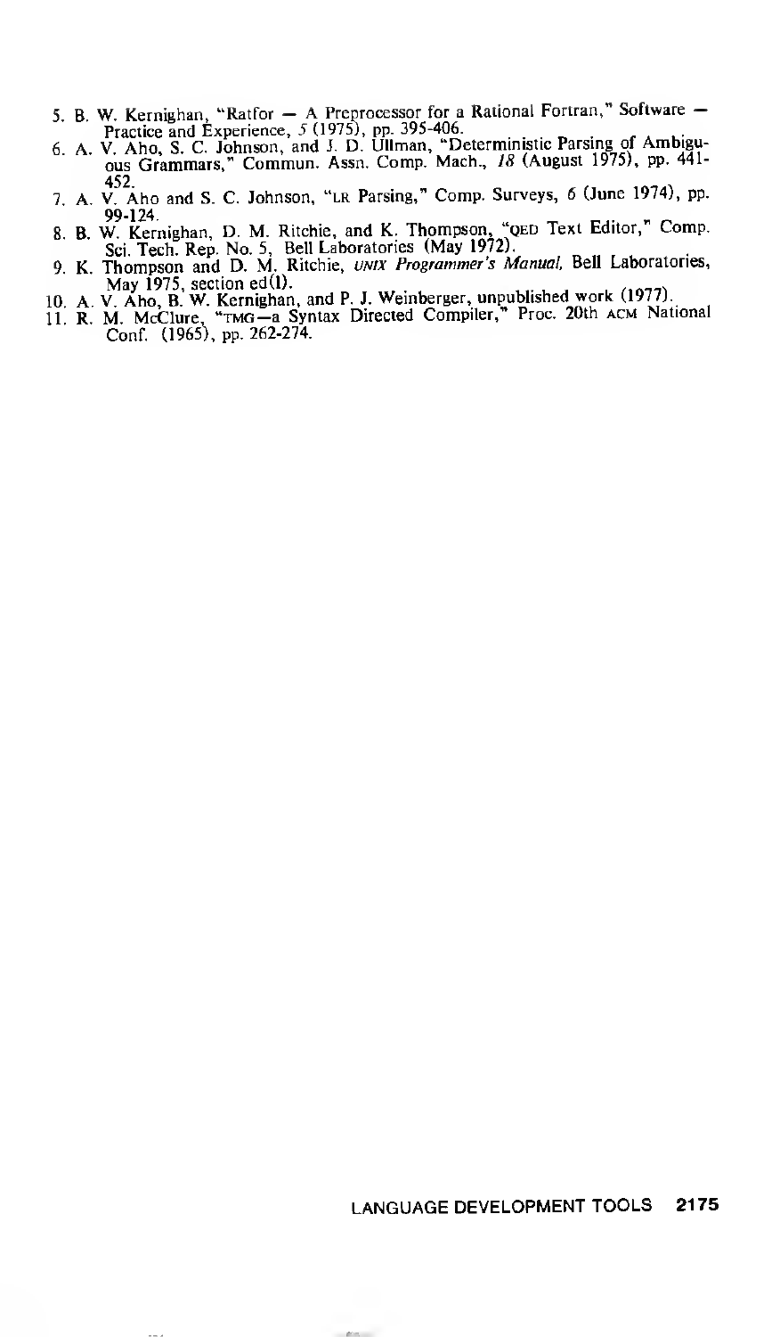5. B. W. Kernighan, "Ratfor — A Preprocessor for a Rational Fortran," Software — Practice and Experience, *5* (1975), pp. 395-406.
6. A. V. Aho, S. C. Johnson, and J. D. Ullman, "Deterministic Parsing of Ambiguous Grammars," Commun. Assn. Comp. Mach., *18* (August 1975), pp. 441-452.
7. A. V. Aho and S. C. Johnson, "LR Parsing," Comp. Surveys, *6* (June 1974), pp. 99-124.
8. B. W. Kernighan, D. M. Ritchie, and K. Thompson, "QED Text Editor," Comp. Sci. Tech. Rep. No. 5, Bell Laboratories (May 1972).
9. K. Thompson and D. M. Ritchie, *UNIX Programmer's Manual*, Bell Laboratories, May 1975, section ed(1).
10. A. V. Aho, B. W. Kernighan, and P. J. Weinberger, unpublished work (1977).
11. R. M. McClure, "TMG—a Syntax Directed Compiler," Proc. 20th ACM National Conf. (1965), pp. 262-274.